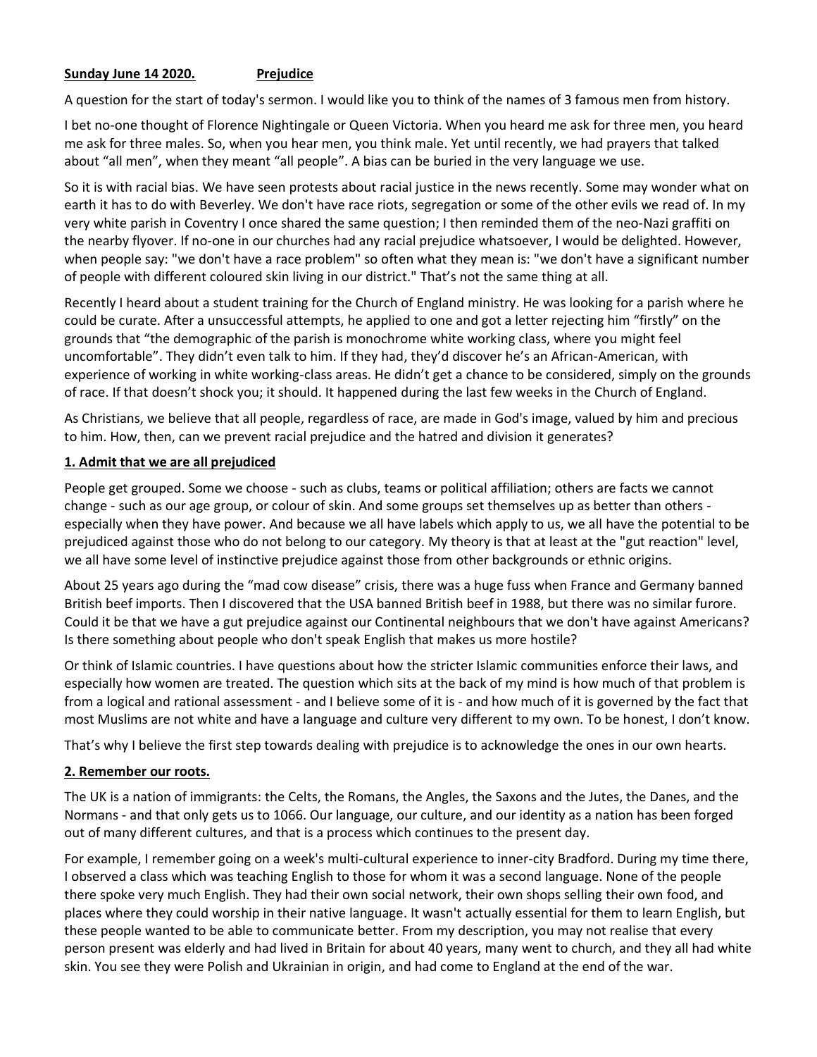**Sunday June 14 2020.** **Prejudice**

A question for the start of today's sermon. I would like you to think of the names of 3 famous men from history.

I bet no-one thought of Florence Nightingale or Queen Victoria. When you heard me ask for three men, you heard me ask for three males. So, when you hear men, you think male. Yet until recently, we had prayers that talked about "all men", when they meant "all people". A bias can be buried in the very language we use.

So it is with racial bias. We have seen protests about racial justice in the news recently. Some may wonder what on earth it has to do with Beverley. We don't have race riots, segregation or some of the other evils we read of. In my very white parish in Coventry I once shared the same question; I then reminded them of the neo-Nazi graffiti on the nearby flyover. If no-one in our churches had any racial prejudice whatsoever, I would be delighted. However, when people say: "we don't have a race problem" so often what they mean is: "we don't have a significant number of people with different coloured skin living in our district." That's not the same thing at all.

Recently I heard about a student training for the Church of England ministry. He was looking for a parish where he could be curate. After a unsuccessful attempts, he applied to one and got a letter rejecting him "firstly" on the grounds that "the demographic of the parish is monochrome white working class, where you might feel uncomfortable". They didn't even talk to him. If they had, they'd discover he's an African-American, with experience of working in white working-class areas. He didn't get a chance to be considered, simply on the grounds of race. If that doesn't shock you; it should. It happened during the last few weeks in the Church of England.

As Christians, we believe that all people, regardless of race, are made in God's image, valued by him and precious to him. How, then, can we prevent racial prejudice and the hatred and division it generates?

**1. Admit that we are all prejudiced**

People get grouped. Some we choose - such as clubs, teams or political affiliation; others are facts we cannot change - such as our age group, or colour of skin. And some groups set themselves up as better than others - especially when they have power. And because we all have labels which apply to us, we all have the potential to be prejudiced against those who do not belong to our category. My theory is that at least at the "gut reaction" level, we all have some level of instinctive prejudice against those from other backgrounds or ethnic origins.

About 25 years ago during the "mad cow disease" crisis, there was a huge fuss when France and Germany banned British beef imports. Then I discovered that the USA banned British beef in 1988, but there was no similar furore. Could it be that we have a gut prejudice against our Continental neighbours that we don't have against Americans? Is there something about people who don't speak English that makes us more hostile?

Or think of Islamic countries. I have questions about how the stricter Islamic communities enforce their laws, and especially how women are treated. The question which sits at the back of my mind is how much of that problem is from a logical and rational assessment - and I believe some of it is - and how much of it is governed by the fact that most Muslims are not white and have a language and culture very different to my own. To be honest, I don't know.

That's why I believe the first step towards dealing with prejudice is to acknowledge the ones in our own hearts.

**2. Remember our roots.**

The UK is a nation of immigrants: the Celts, the Romans, the Angles, the Saxons and the Jutes, the Danes, and the Normans - and that only gets us to 1066. Our language, our culture, and our identity as a nation has been forged out of many different cultures, and that is a process which continues to the present day.

For example, I remember going on a week's multi-cultural experience to inner-city Bradford. During my time there, I observed a class which was teaching English to those for whom it was a second language. None of the people there spoke very much English. They had their own social network, their own shops selling their own food, and places where they could worship in their native language. It wasn't actually essential for them to learn English, but these people wanted to be able to communicate better. From my description, you may not realise that every person present was elderly and had lived in Britain for about 40 years, many went to church, and they all had white skin. You see they were Polish and Ukrainian in origin, and had come to England at the end of the war.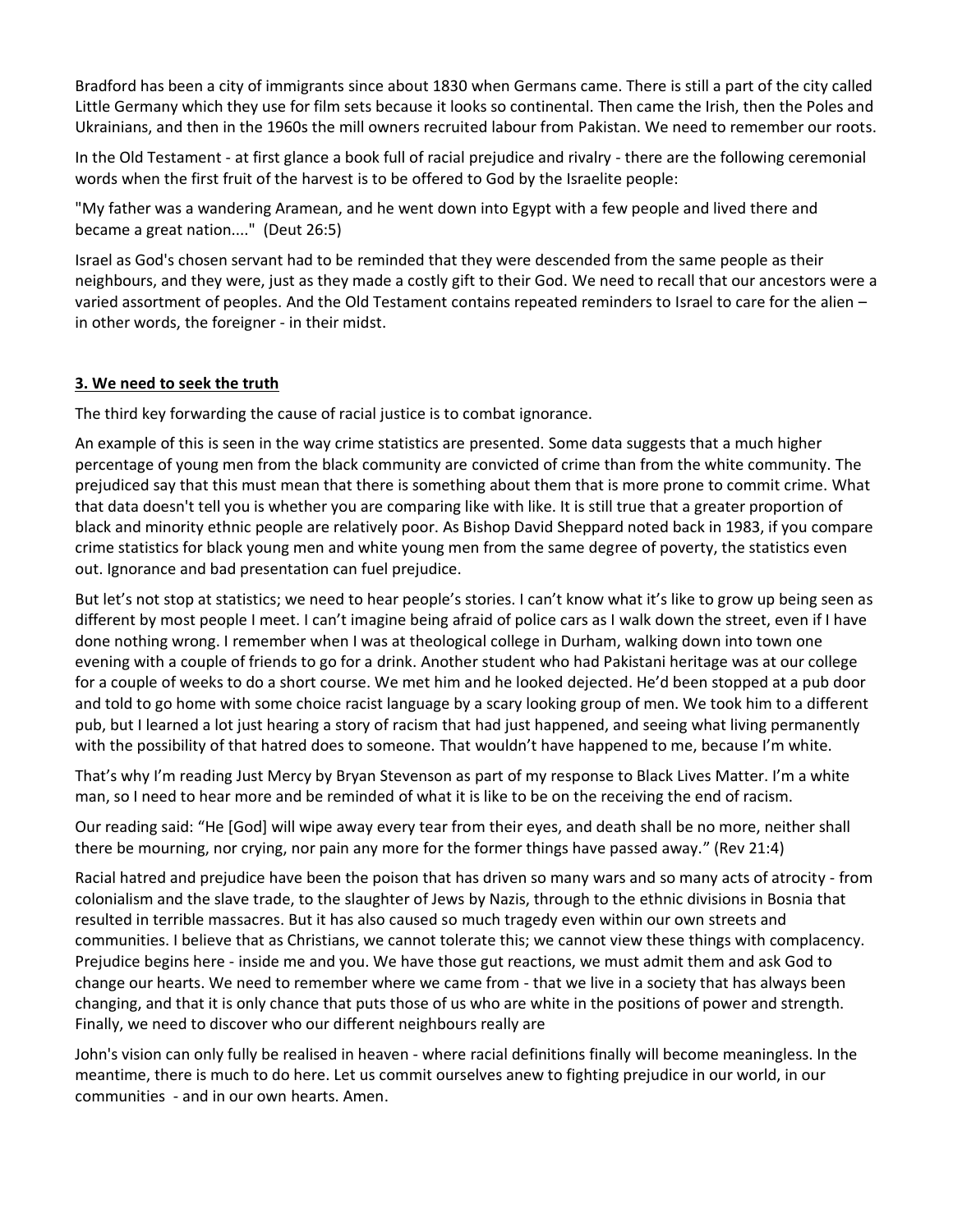Bradford has been a city of immigrants since about 1830 when Germans came. There is still a part of the city called Little Germany which they use for film sets because it looks so continental. Then came the Irish, then the Poles and Ukrainians, and then in the 1960s the mill owners recruited labour from Pakistan. We need to remember our roots.

In the Old Testament - at first glance a book full of racial prejudice and rivalry - there are the following ceremonial words when the first fruit of the harvest is to be offered to God by the Israelite people:

"My father was a wandering Aramean, and he went down into Egypt with a few people and lived there and became a great nation...." (Deut 26:5)

Israel as God's chosen servant had to be reminded that they were descended from the same people as their neighbours, and they were, just as they made a costly gift to their God. We need to recall that our ancestors were a varied assortment of peoples. And the Old Testament contains repeated reminders to Israel to care for the alien – in other words, the foreigner - in their midst.

**3. We need to seek the truth**

The third key forwarding the cause of racial justice is to combat ignorance.

An example of this is seen in the way crime statistics are presented. Some data suggests that a much higher percentage of young men from the black community are convicted of crime than from the white community. The prejudiced say that this must mean that there is something about them that is more prone to commit crime. What that data doesn't tell you is whether you are comparing like with like. It is still true that a greater proportion of black and minority ethnic people are relatively poor. As Bishop David Sheppard noted back in 1983, if you compare crime statistics for black young men and white young men from the same degree of poverty, the statistics even out. Ignorance and bad presentation can fuel prejudice.

But let's not stop at statistics; we need to hear people's stories. I can't know what it's like to grow up being seen as different by most people I meet. I can't imagine being afraid of police cars as I walk down the street, even if I have done nothing wrong. I remember when I was at theological college in Durham, walking down into town one evening with a couple of friends to go for a drink. Another student who had Pakistani heritage was at our college for a couple of weeks to do a short course. We met him and he looked dejected. He'd been stopped at a pub door and told to go home with some choice racist language by a scary looking group of men. We took him to a different pub, but I learned a lot just hearing a story of racism that had just happened, and seeing what living permanently with the possibility of that hatred does to someone. That wouldn't have happened to me, because I'm white.

That's why I'm reading Just Mercy by Bryan Stevenson as part of my response to Black Lives Matter. I'm a white man, so I need to hear more and be reminded of what it is like to be on the receiving the end of racism.

Our reading said: "He [God] will wipe away every tear from their eyes, and death shall be no more, neither shall there be mourning, nor crying, nor pain any more for the former things have passed away." (Rev 21:4)

Racial hatred and prejudice have been the poison that has driven so many wars and so many acts of atrocity - from colonialism and the slave trade, to the slaughter of Jews by Nazis, through to the ethnic divisions in Bosnia that resulted in terrible massacres. But it has also caused so much tragedy even within our own streets and communities. I believe that as Christians, we cannot tolerate this; we cannot view these things with complacency. Prejudice begins here - inside me and you. We have those gut reactions, we must admit them and ask God to change our hearts. We need to remember where we came from - that we live in a society that has always been changing, and that it is only chance that puts those of us who are white in the positions of power and strength. Finally, we need to discover who our different neighbours really are

John's vision can only fully be realised in heaven - where racial definitions finally will become meaningless. In the meantime, there is much to do here. Let us commit ourselves anew to fighting prejudice in our world, in our communities - and in our own hearts. Amen.